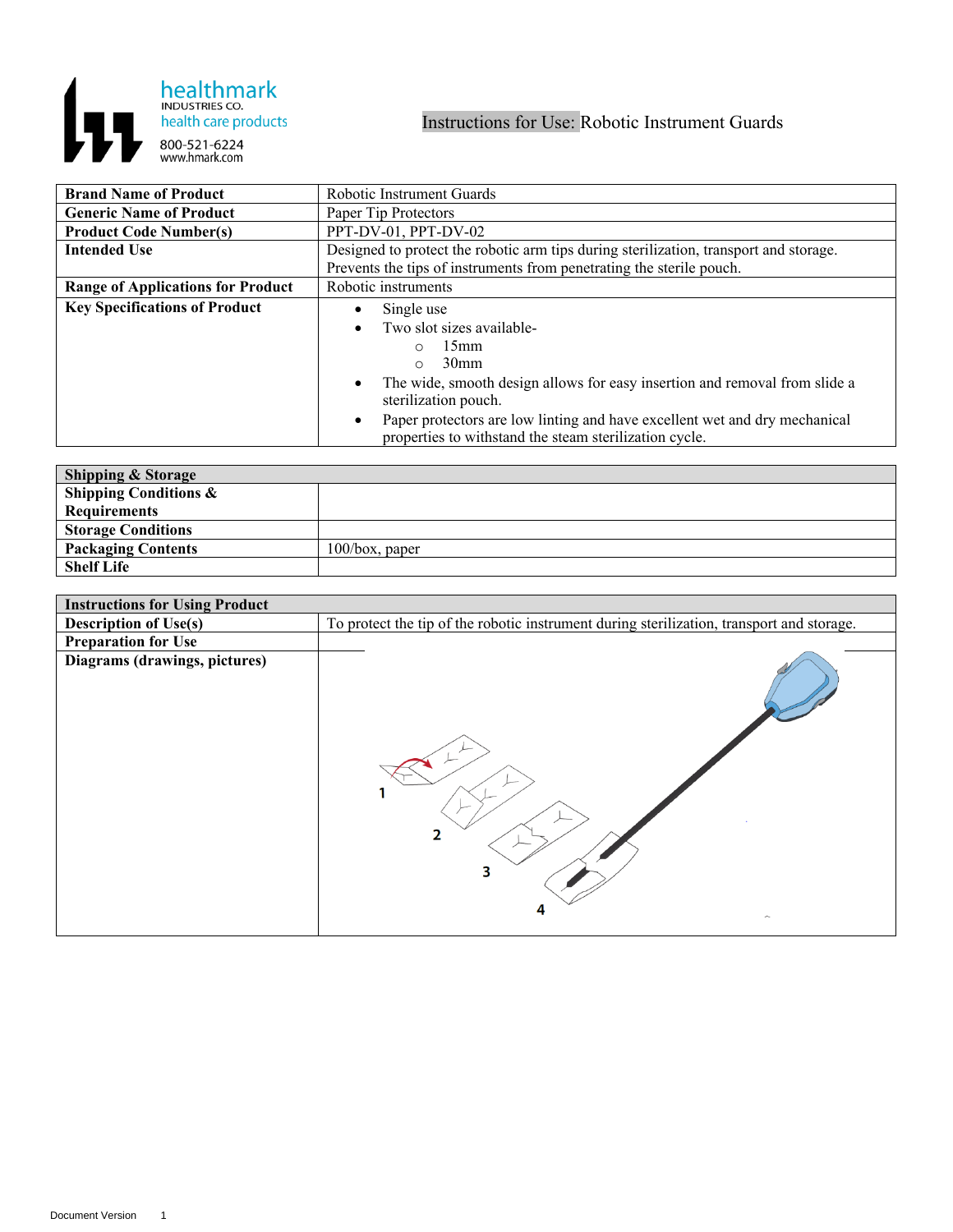healthmark
INDUSTRIES CO.
health care products
800-521-6224
www.hmark.com

# Instructions for Use: Robotic Instrument Guards

| | |
|---|---|
| **Brand Name of Product** | Robotic Instrument Guards |
| **Generic Name of Product** | Paper Tip Protectors |
| **Product Code Number(s)** | PPT-DV-01, PPT-DV-02 |
| **Intended Use** | Designed to protect the robotic arm tips during sterilization, transport and storage. Prevents the tips of instruments from penetrating the sterile pouch. |
| **Range of Applications for Product** | Robotic instruments |
| **Key Specifications of Product** | • Single use<br>• Two slot sizes available-<br>&nbsp;&nbsp;&nbsp;&nbsp;○ 15mm<br>&nbsp;&nbsp;&nbsp;&nbsp;○ 30mm<br>• The wide, smooth design allows for easy insertion and removal from slide a sterilization pouch.<br>• Paper protectors are low linting and have excellent wet and dry mechanical properties to withstand the steam sterilization cycle. |

| **Shipping & Storage** | |
|---|---|
| **Shipping Conditions & Requirements** | |
| **Storage Conditions** | |
| **Packaging Contents** | 100/box, paper |
| **Shelf Life** | |

| **Instructions for Using Product** | |
|---|---|
| **Description of Use(s)** | To protect the tip of the robotic instrument during sterilization, transport and storage. |
| **Preparation for Use** | |
| **Diagrams (drawings, pictures)** | 1 2 3 4 |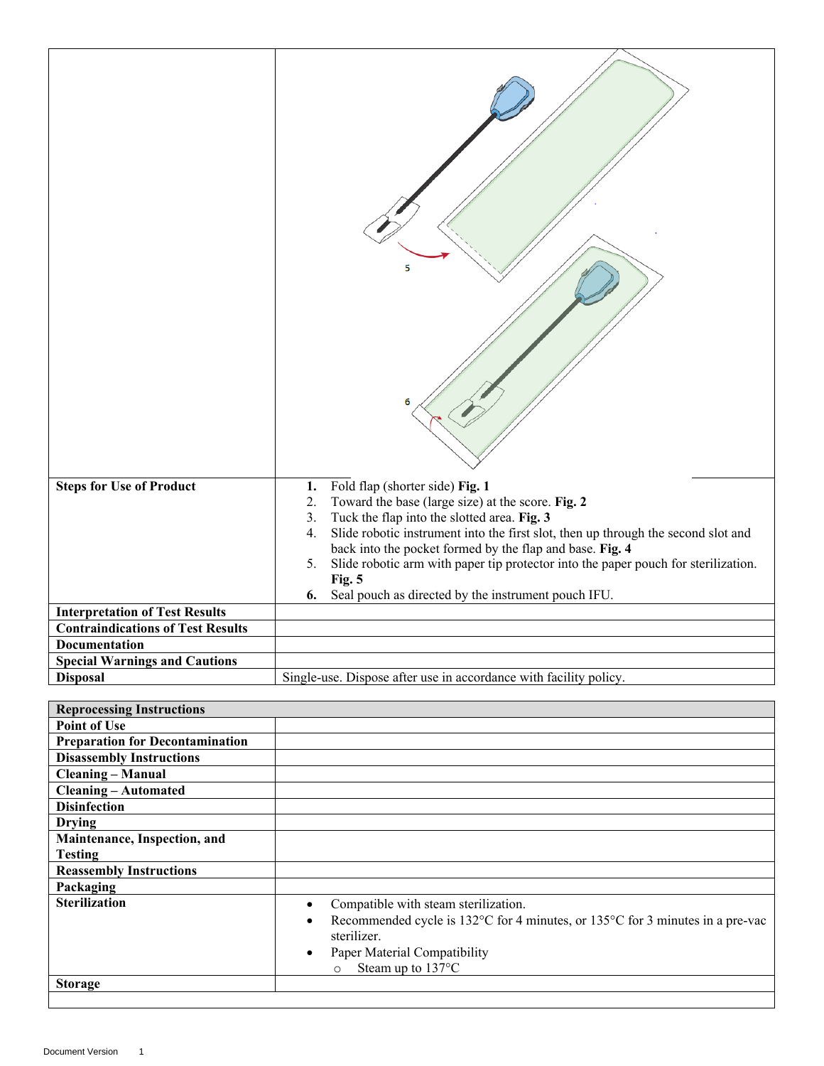|  |  |
|---|---|
| **Steps for Use of Product** | **1.** Fold flap (shorter side) **Fig. 1**<br>2. Toward the base (large size) at the score. **Fig. 2**<br>3. Tuck the flap into the slotted area. **Fig. 3**<br>4. Slide robotic instrument into the first slot, then up through the second slot and back into the pocket formed by the flap and base. **Fig. 4**<br>5. Slide robotic arm with paper tip protector into the paper pouch for sterilization. **Fig. 5**<br>**6.** Seal pouch as directed by the instrument pouch IFU. |
| **Interpretation of Test Results** | |
| **Contraindications of Test Results** | |
| **Documentation** | |
| **Special Warnings and Cautions** | |
| **Disposal** | Single-use. Dispose after use in accordance with facility policy. |

| **Reprocessing Instructions** | |
|---|---|
| **Point of Use** | |
| **Preparation for Decontamination** | |
| **Disassembly Instructions** | |
| **Cleaning – Manual** | |
| **Cleaning – Automated** | |
| **Disinfection** | |
| **Drying** | |
| **Maintenance, Inspection, and Testing** | |
| **Reassembly Instructions** | |
| **Packaging** | |
| **Sterilization** | • Compatible with steam sterilization.<br>• Recommended cycle is 132°C for 4 minutes, or 135°C for 3 minutes in a pre-vac sterilizer.<br>• Paper Material Compatibility<br>  ○ Steam up to 137°C |
| **Storage** | |
| | |

Document Version 1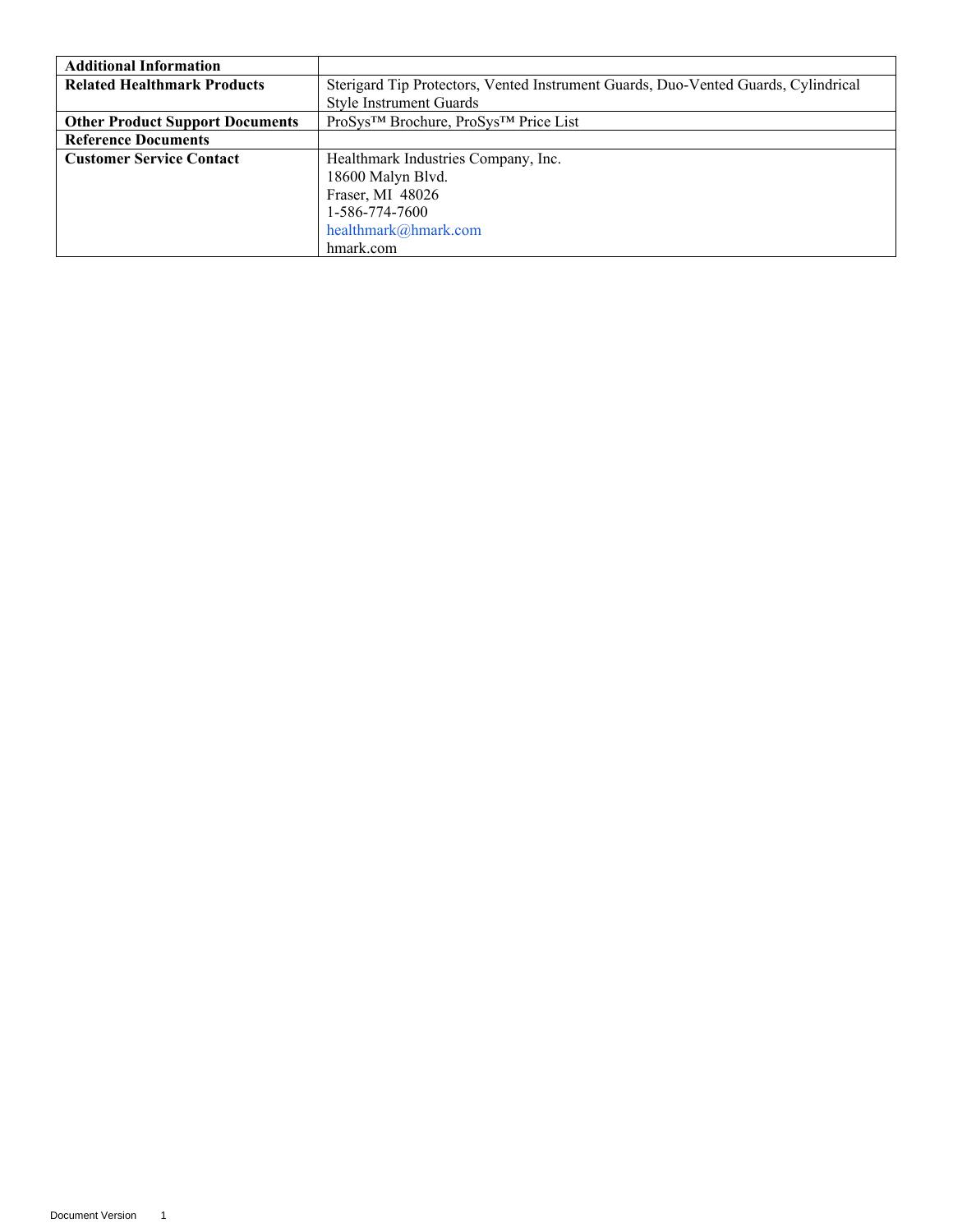| | |
|---|---|
| **Additional Information** | |
| **Related Healthmark Products** | Sterigard Tip Protectors, Vented Instrument Guards, Duo-Vented Guards, Cylindrical Style Instrument Guards |
| **Other Product Support Documents** | ProSys™ Brochure, ProSys™ Price List |
| **Reference Documents** | |
| **Customer Service Contact** | Healthmark Industries Company, Inc.<br>18600 Malyn Blvd.<br>Fraser, MI 48026<br>1-586-774-7600<br>healthmark@hmark.com<br>hmark.com |

Document Version 1